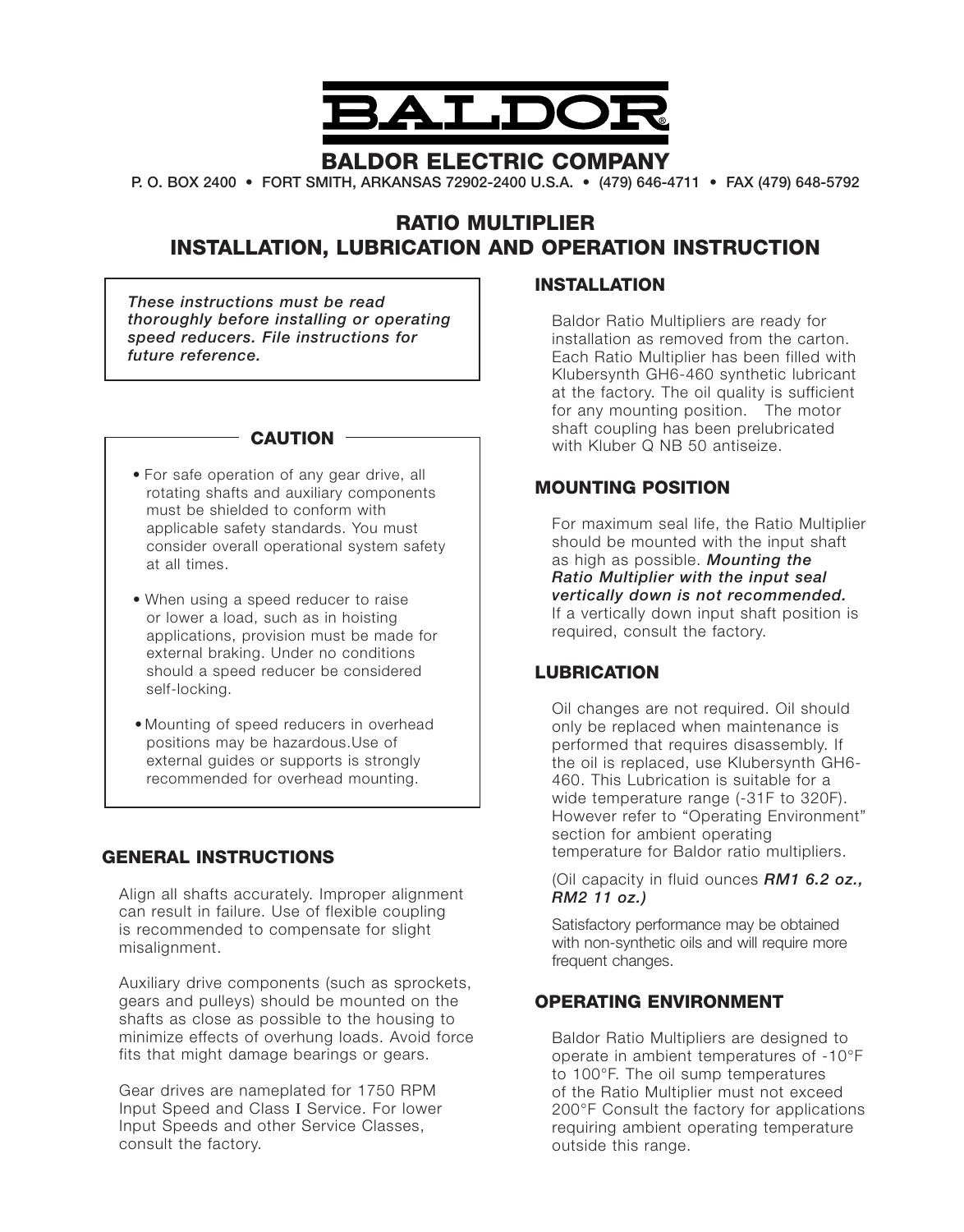# BALDOR

## BALDOR ELECTRIC COMPANY

P. O. BOX 2400 • FORT SMITH, ARKANSAS 72902-2400 U.S.A. • (479) 646-4711 • FAX (479) 648-5792

# RATIO MULTIPLIER
# INSTALLATION, LUBRICATION AND OPERATION INSTRUCTION

***These instructions must be read thoroughly before installing or operating speed reducers. File instructions for future reference.***

### CAUTION

- For safe operation of any gear drive, all rotating shafts and auxiliary components must be shielded to conform with applicable safety standards. You must consider overall operational system safety at all times.
- When using a speed reducer to raise or lower a load, such as in hoisting applications, provision must be made for external braking. Under no conditions should a speed reducer be considered self-locking.
- Mounting of speed reducers in overhead positions may be hazardous.Use of external guides or supports is strongly recommended for overhead mounting.

## GENERAL INSTRUCTIONS

Align all shafts accurately. Improper alignment can result in failure. Use of flexible coupling is recommended to compensate for slight misalignment.

Auxiliary drive components (such as sprockets, gears and pulleys) should be mounted on the shafts as close as possible to the housing to minimize effects of overhung loads. Avoid force fits that might damage bearings or gears.

Gear drives are nameplated for 1750 RPM Input Speed and Class I Service. For lower Input Speeds and other Service Classes, consult the factory.

## INSTALLATION

Baldor Ratio Multipliers are ready for installation as removed from the carton. Each Ratio Multiplier has been filled with Klubersynth GH6-460 synthetic lubricant at the factory. The oil quality is sufficient for any mounting position. The motor shaft coupling has been prelubricated with Kluber Q NB 50 antiseize.

## MOUNTING POSITION

For maximum seal life, the Ratio Multiplier should be mounted with the input shaft as high as possible. ***Mounting the Ratio Multiplier with the input seal vertically down is not recommended.*** If a vertically down input shaft position is required, consult the factory.

## LUBRICATION

Oil changes are not required. Oil should only be replaced when maintenance is performed that requires disassembly. If the oil is replaced, use Klubersynth GH6-460. This Lubrication is suitable for a wide temperature range (-31F to 320F). However refer to "Operating Environment" section for ambient operating temperature for Baldor ratio multipliers.

*(Oil capacity in fluid ounces **RM1 6.2 oz., RM2 11 oz.**)*

Satisfactory performance may be obtained with non-synthetic oils and will require more frequent changes.

## OPERATING ENVIRONMENT

Baldor Ratio Multipliers are designed to operate in ambient temperatures of -10°F to 100°F. The oil sump temperatures of the Ratio Multiplier must not exceed 200°F Consult the factory for applications requiring ambient operating temperature outside this range.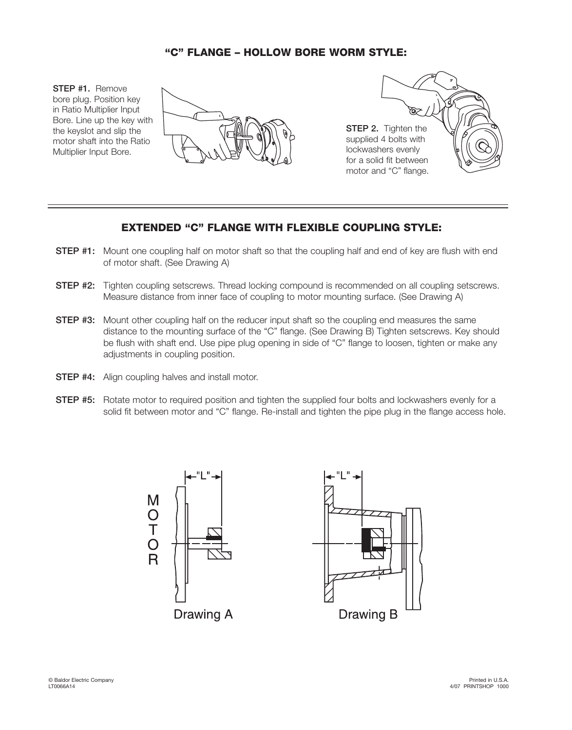## "C" FLANGE – HOLLOW BORE WORM STYLE:

**STEP #1.** Remove bore plug. Position key in Ratio Multiplier Input Bore. Line up the key with the keyslot and slip the motor shaft into the Ratio Multiplier Input Bore.

**STEP 2.** Tighten the supplied 4 bolts with lockwashers evenly for a solid fit between motor and "C" flange.

## EXTENDED "C" FLANGE WITH FLEXIBLE COUPLING STYLE:

**STEP #1:** Mount one coupling half on motor shaft so that the coupling half and end of key are flush with end of motor shaft. (See Drawing A)

**STEP #2:** Tighten coupling setscrews. Thread locking compound is recommended on all coupling setscrews. Measure distance from inner face of coupling to motor mounting surface. (See Drawing A)

**STEP #3:** Mount other coupling half on the reducer input shaft so the coupling end measures the same distance to the mounting surface of the "C" flange. (See Drawing B) Tighten setscrews. Key should be flush with shaft end. Use pipe plug opening in side of "C" flange to loosen, tighten or make any adjustments in coupling position.

**STEP #4:** Align coupling halves and install motor.

**STEP #5:** Rotate motor to required position and tighten the supplied four bolts and lockwashers evenly for a solid fit between motor and "C" flange. Re-install and tighten the pipe plug in the flange access hole.

"L"

MOTOR

Drawing A

"L"

Drawing B

© Baldor Electric Company
LT0066A14

Printed in U.S.A.
4/07 PRINTSHOP 1000